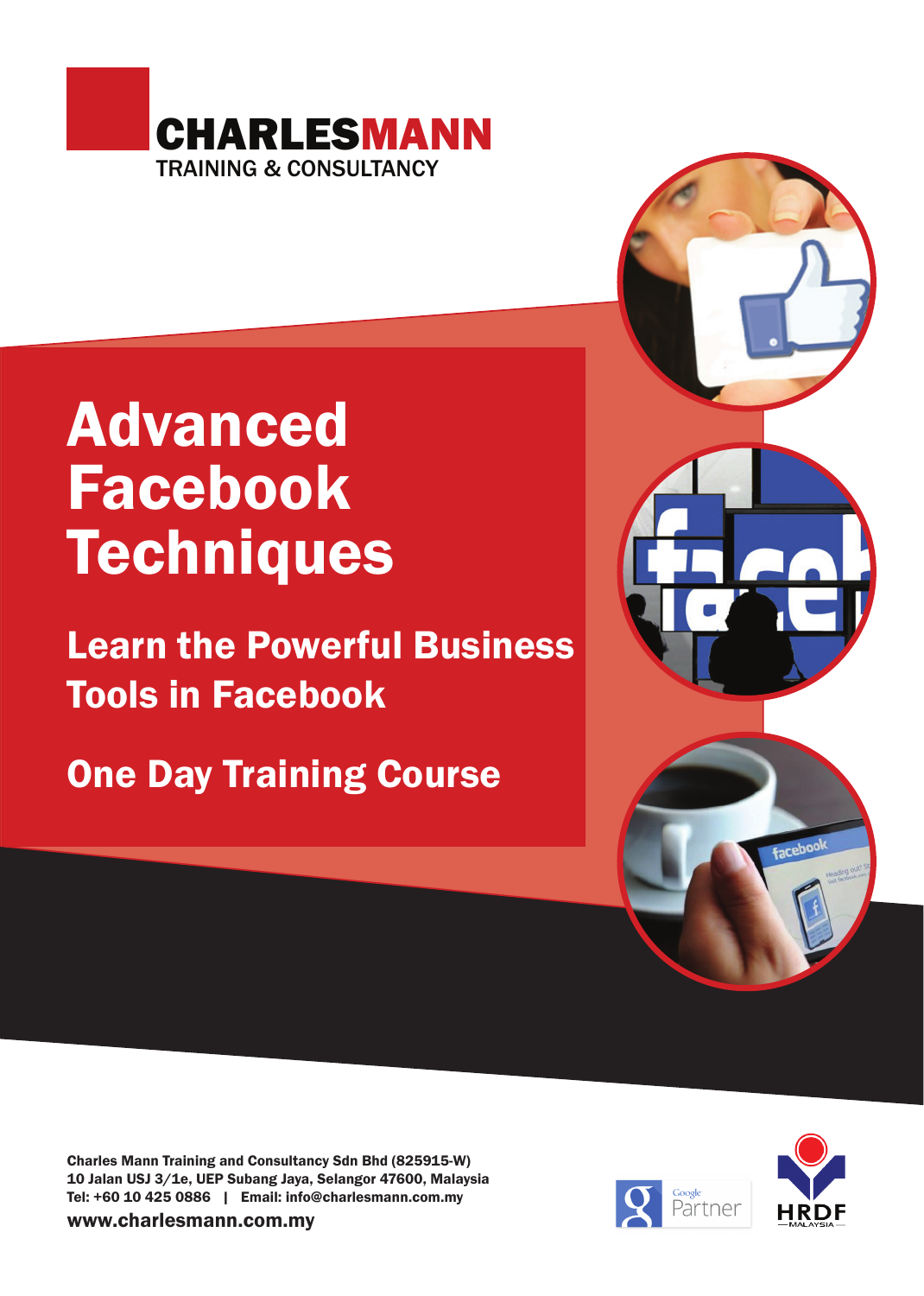**CHARLESMANN**
TRAINING & CONSULTANCY

# Advanced Facebook Techniques

## Learn the Powerful Business Tools in Facebook

## One Day Training Course

**Charles Mann Training and Consultancy Sdn Bhd (825915-W)**
**10 Jalan USJ 3/1e, UEP Subang Jaya, Selangor 47600, Malaysia**
**Tel: +60 10 425 0886 | Email: info@charlesmann.com.my**
**www.charlesmann.com.my**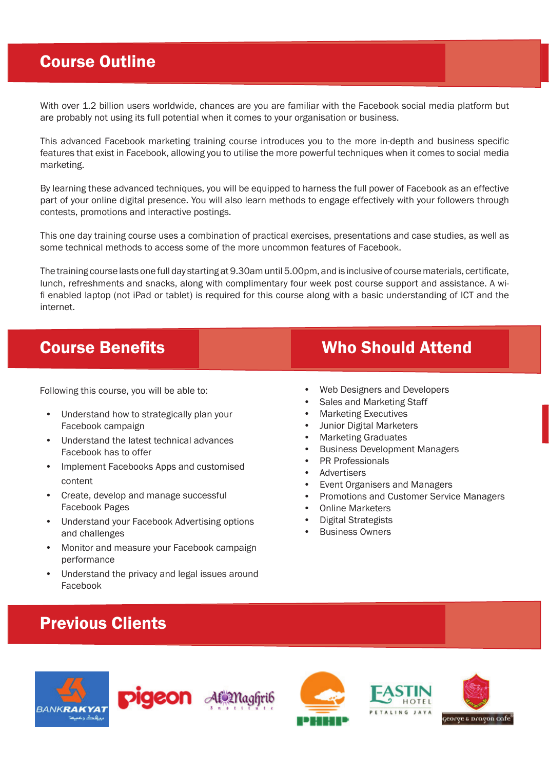## Course Outline

With over 1.2 billion users worldwide, chances are you are familiar with the Facebook social media platform but are probably not using its full potential when it comes to your organisation or business.

This advanced Facebook marketing training course introduces you to the more in-depth and business specific features that exist in Facebook, allowing you to utilise the more powerful techniques when it comes to social media marketing.

By learning these advanced techniques, you will be equipped to harness the full power of Facebook as an effective part of your online digital presence. You will also learn methods to engage effectively with your followers through contests, promotions and interactive postings.

This one day training course uses a combination of practical exercises, presentations and case studies, as well as some technical methods to access some of the more uncommon features of Facebook.

The training course lasts one full day starting at 9.30am until 5.00pm, and is inclusive of course materials, certificate, lunch, refreshments and snacks, along with complimentary four week post course support and assistance. A wi-fi enabled laptop (not iPad or tablet) is required for this course along with a basic understanding of ICT and the internet.

## Course Benefits

Following this course, you will be able to:

- Understand how to strategically plan your Facebook campaign
- Understand the latest technical advances Facebook has to offer
- Implement Facebooks Apps and customised content
- Create, develop and manage successful Facebook Pages
- Understand your Facebook Advertising options and challenges
- Monitor and measure your Facebook campaign performance
- Understand the privacy and legal issues around Facebook

## Who Should Attend

- Web Designers and Developers
- Sales and Marketing Staff
- Marketing Executives
- Junior Digital Marketers
- Marketing Graduates
- Business Development Managers
- PR Professionals
- Advertisers
- Event Organisers and Managers
- Promotions and Customer Service Managers
- Online Marketers
- Digital Strategists
- Business Owners

## Previous Clients

BANKRAKYAT · pigeon · Al-Maghrib Institute · PHHP · EASTIN HOTEL PETALING JAYA · george & dragon cafe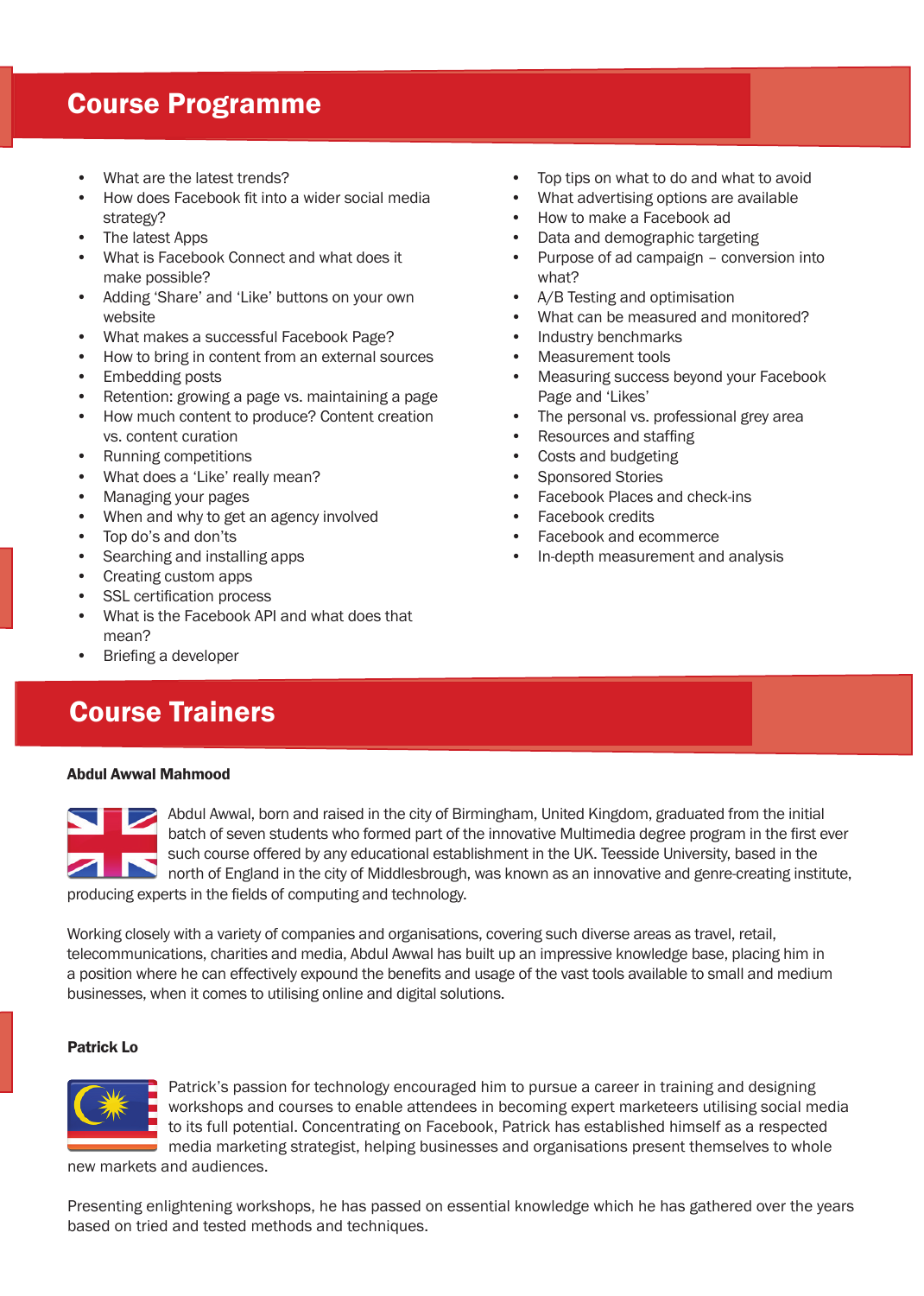## Course Programme

- What are the latest trends?
- How does Facebook fit into a wider social media strategy?
- The latest Apps
- What is Facebook Connect and what does it make possible?
- Adding 'Share' and 'Like' buttons on your own website
- What makes a successful Facebook Page?
- How to bring in content from an external sources
- Embedding posts
- Retention: growing a page vs. maintaining a page
- How much content to produce? Content creation vs. content curation
- Running competitions
- What does a 'Like' really mean?
- Managing your pages
- When and why to get an agency involved
- Top do's and don'ts
- Searching and installing apps
- Creating custom apps
- SSL certification process
- What is the Facebook API and what does that mean?
- Briefing a developer
- Top tips on what to do and what to avoid
- What advertising options are available
- How to make a Facebook ad
- Data and demographic targeting
- Purpose of ad campaign – conversion into what?
- A/B Testing and optimisation
- What can be measured and monitored?
- Industry benchmarks
- Measurement tools
- Measuring success beyond your Facebook Page and 'Likes'
- The personal vs. professional grey area
- Resources and staffing
- Costs and budgeting
- Sponsored Stories
- Facebook Places and check-ins
- Facebook credits
- Facebook and ecommerce
- In-depth measurement and analysis

## Course Trainers

**Abdul Awwal Mahmood**

Abdul Awwal, born and raised in the city of Birmingham, United Kingdom, graduated from the initial batch of seven students who formed part of the innovative Multimedia degree program in the first ever such course offered by any educational establishment in the UK. Teesside University, based in the north of England in the city of Middlesbrough, was known as an innovative and genre-creating institute, producing experts in the fields of computing and technology.

Working closely with a variety of companies and organisations, covering such diverse areas as travel, retail, telecommunications, charities and media, Abdul Awwal has built up an impressive knowledge base, placing him in a position where he can effectively expound the benefits and usage of the vast tools available to small and medium businesses, when it comes to utilising online and digital solutions.

**Patrick Lo**

Patrick's passion for technology encouraged him to pursue a career in training and designing workshops and courses to enable attendees in becoming expert marketeers utilising social media to its full potential. Concentrating on Facebook, Patrick has established himself as a respected media marketing strategist, helping businesses and organisations present themselves to whole new markets and audiences.

Presenting enlightening workshops, he has passed on essential knowledge which he has gathered over the years based on tried and tested methods and techniques.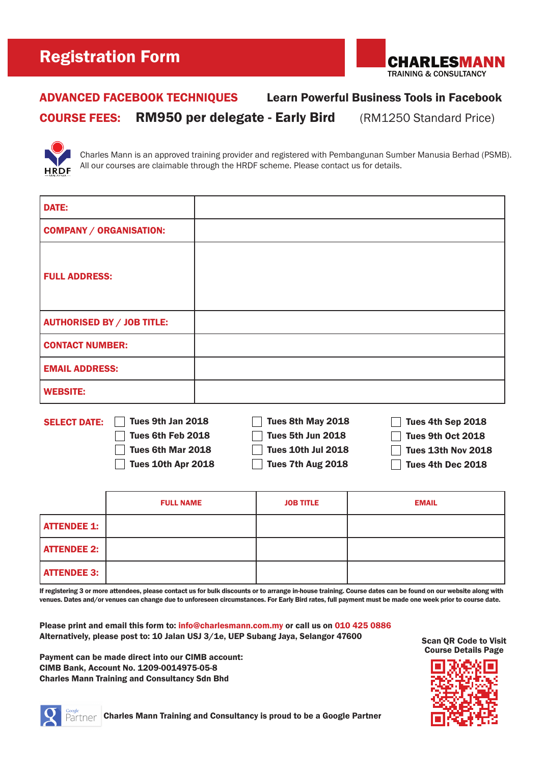# Registration Form

**CHARLESMANN**
TRAINING & CONSULTANCY

## ADVANCED FACEBOOK TECHNIQUES — Learn Powerful Business Tools in Facebook

**COURSE FEES:** **RM950 per delegate - Early Bird** (RM1250 Standard Price)

HRDF

Charles Mann is an approved training provider and registered with Pembangunan Sumber Manusia Berhad (PSMB). All our courses are claimable through the HRDF scheme. Please contact us for details.

| | |
|---|---|
| **DATE:** | |
| **COMPANY / ORGANISATION:** | |
| **FULL ADDRESS:** | |
| **AUTHORISED BY / JOB TITLE:** | |
| **CONTACT NUMBER:** | |
| **EMAIL ADDRESS:** | |
| **WEBSITE:** | |

**SELECT DATE:**

- [ ] Tues 9th Jan 2018
- [ ] Tues 6th Feb 2018
- [ ] Tues 6th Mar 2018
- [ ] Tues 10th Apr 2018
- [ ] Tues 8th May 2018
- [ ] Tues 5th Jun 2018
- [ ] Tues 10th Jul 2018
- [ ] Tues 7th Aug 2018
- [ ] Tues 4th Sep 2018
- [ ] Tues 9th Oct 2018
- [ ] Tues 13th Nov 2018
- [ ] Tues 4th Dec 2018

| | FULL NAME | JOB TITLE | EMAIL |
|---|---|---|---|
| **ATTENDEE 1:** | | | |
| **ATTENDEE 2:** | | | |
| **ATTENDEE 3:** | | | |

**If registering 3 or more attendees, please contact us for bulk discounts or to arrange in-house training. Course dates can be found on our website along with venues. Dates and/or venues can change due to unforeseen circumstances. For Early Bird rates, full payment must be made one week prior to course date.**

**Please print and email this form to: info@charlesmann.com.my or call us on 010 425 0886**
**Alternatively, please post to: 10 Jalan USJ 3/1e, UEP Subang Jaya, Selangor 47600**

**Payment can be made direct into our CIMB account:**
**CIMB Bank, Account No. 1209-0014975-05-8**
**Charles Mann Training and Consultancy Sdn Bhd**

**Scan QR Code to Visit Course Details Page**

Google Partner

**Charles Mann Training and Consultancy is proud to be a Google Partner**